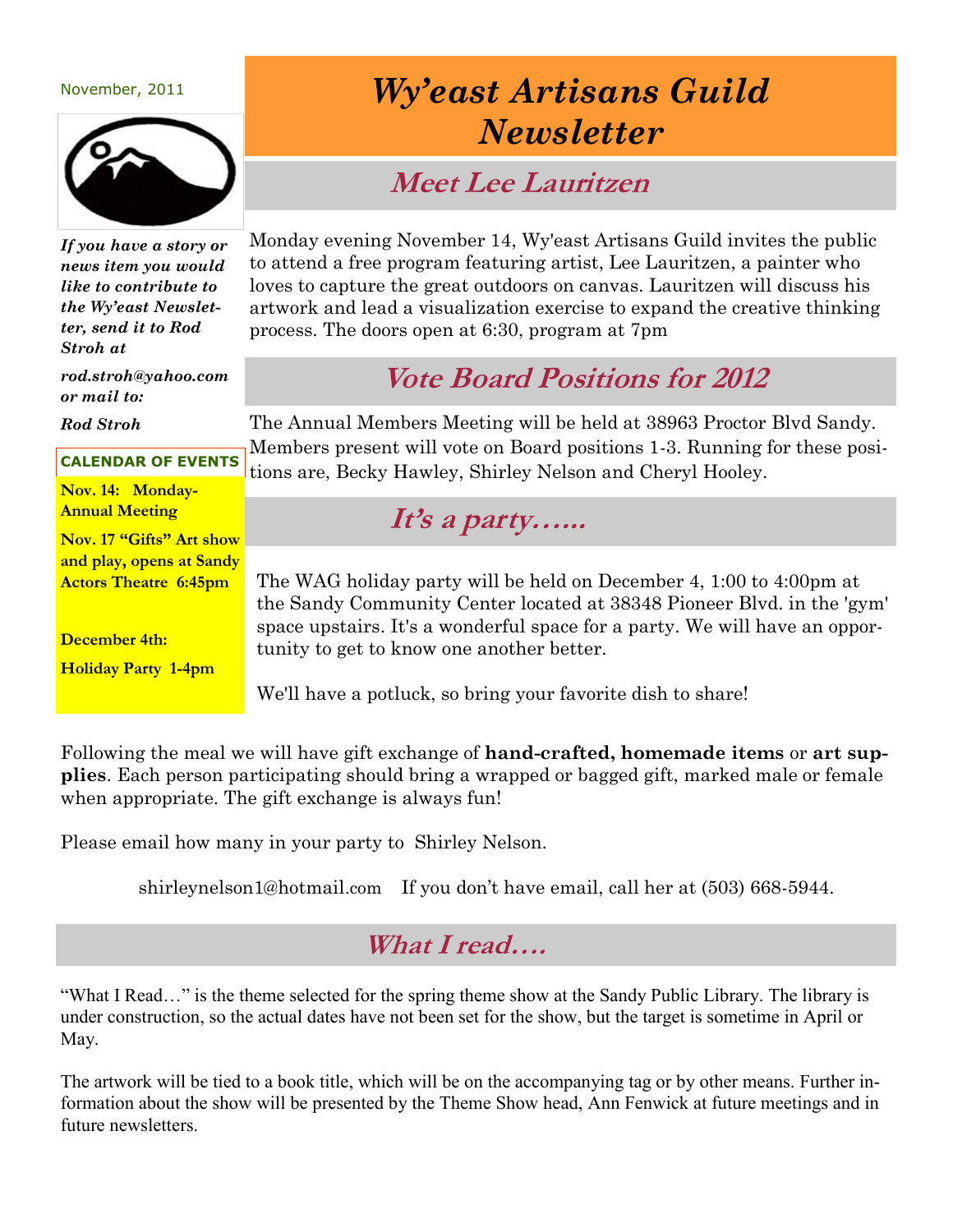November, 2011

# Wy'east Artisans Guild Newsletter

*If you have a story or news item you would like to contribute to the Wy'east Newsletter, send it to Rod Stroh at*

*rod.stroh@yahoo.com or mail to:*

*Rod Stroh*

**CALENDAR OF EVENTS**

**Nov. 14: Monday- Annual Meeting**

**Nov. 17 "Gifts" Art show and play, opens at Sandy Actors Theatre 6:45pm**

**December 4th:**

**Holiday Party 1-4pm**

## Meet Lee Lauritzen

Monday evening November 14, Wy'east Artisans Guild invites the public to attend a free program featuring artist, Lee Lauritzen, a painter who loves to capture the great outdoors on canvas. Lauritzen will discuss his artwork and lead a visualization exercise to expand the creative thinking process. The doors open at 6:30, program at 7pm

## Vote Board Positions for 2012

The Annual Members Meeting will be held at 38963 Proctor Blvd Sandy. Members present will vote on Board positions 1-3. Running for these positions are, Becky Hawley, Shirley Nelson and Cheryl Hooley.

## It's a party…...

The WAG holiday party will be held on December 4, 1:00 to 4:00pm at the Sandy Community Center located at 38348 Pioneer Blvd. in the 'gym' space upstairs. It's a wonderful space for a party. We will have an opportunity to get to know one another better.

We'll have a potluck, so bring your favorite dish to share!

Following the meal we will have gift exchange of **hand-crafted, homemade items** or **art supplies**. Each person participating should bring a wrapped or bagged gift, marked male or female when appropriate. The gift exchange is always fun!

Please email how many in your party to Shirley Nelson.

shirleynelson1@hotmail.com If you don't have email, call her at (503) 668-5944.

## What I read….

"What I Read…" is the theme selected for the spring theme show at the Sandy Public Library. The library is under construction, so the actual dates have not been set for the show, but the target is sometime in April or May.

The artwork will be tied to a book title, which will be on the accompanying tag or by other means. Further information about the show will be presented by the Theme Show head, Ann Fenwick at future meetings and in future newsletters.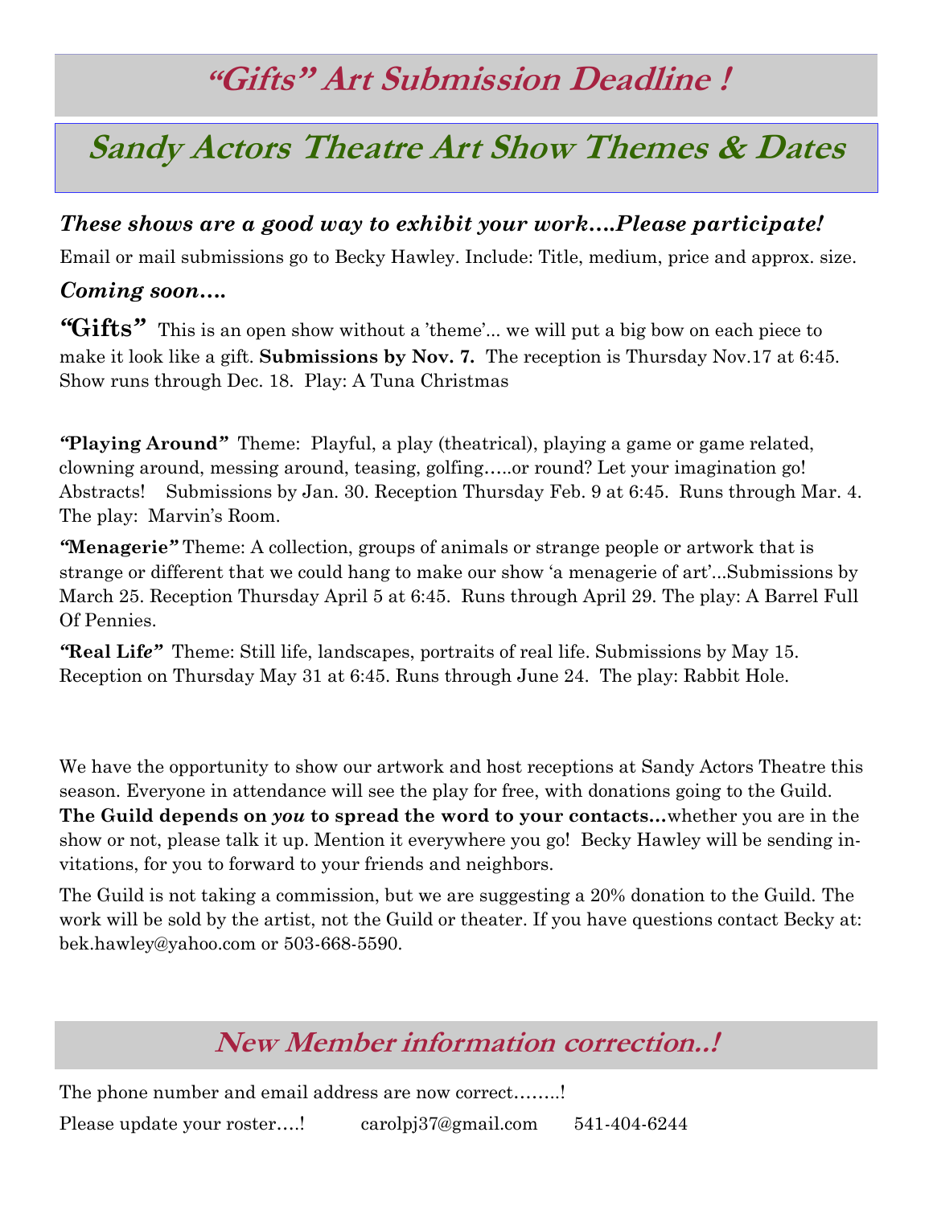# *"Gifts" Art Submission Deadline !*

## Sandy Actors Theatre Art Show Themes & Dates

***These shows are a good way to exhibit your work….Please participate!***

Email or mail submissions go to Becky Hawley. Include: Title, medium, price and approx. size.

***Coming soon….***

**"Gifts"** This is an open show without a 'theme'... we will put a big bow on each piece to make it look like a gift. **Submissions by Nov. 7.** The reception is Thursday Nov.17 at 6:45. Show runs through Dec. 18. Play: A Tuna Christmas

***"Playing Around"*** Theme: Playful, a play (theatrical), playing a game or game related, clowning around, messing around, teasing, golfing…..or round? Let your imagination go! Abstracts! Submissions by Jan. 30. Reception Thursday Feb. 9 at 6:45. Runs through Mar. 4. The play: Marvin's Room.

***"Menagerie"*** Theme: A collection, groups of animals or strange people or artwork that is strange or different that we could hang to make our show 'a menagerie of art'...Submissions by March 25. Reception Thursday April 5 at 6:45. Runs through April 29. The play: A Barrel Full Of Pennies.

***"Real Life"*** Theme: Still life, landscapes, portraits of real life. Submissions by May 15. Reception on Thursday May 31 at 6:45. Runs through June 24. The play: Rabbit Hole.

We have the opportunity to show our artwork and host receptions at Sandy Actors Theatre this season. Everyone in attendance will see the play for free, with donations going to the Guild. **The Guild depends on *you* to spread the word to your contacts…**whether you are in the show or not, please talk it up. Mention it everywhere you go! Becky Hawley will be sending invitations, for you to forward to your friends and neighbors.

The Guild is not taking a commission, but we are suggesting a 20% donation to the Guild. The work will be sold by the artist, not the Guild or theater. If you have questions contact Becky at: bek.hawley@yahoo.com or 503-668-5590.

## *New Member information correction..!*

The phone number and email address are now correct……..!

Please update your roster….! carolpj37@gmail.com 541-404-6244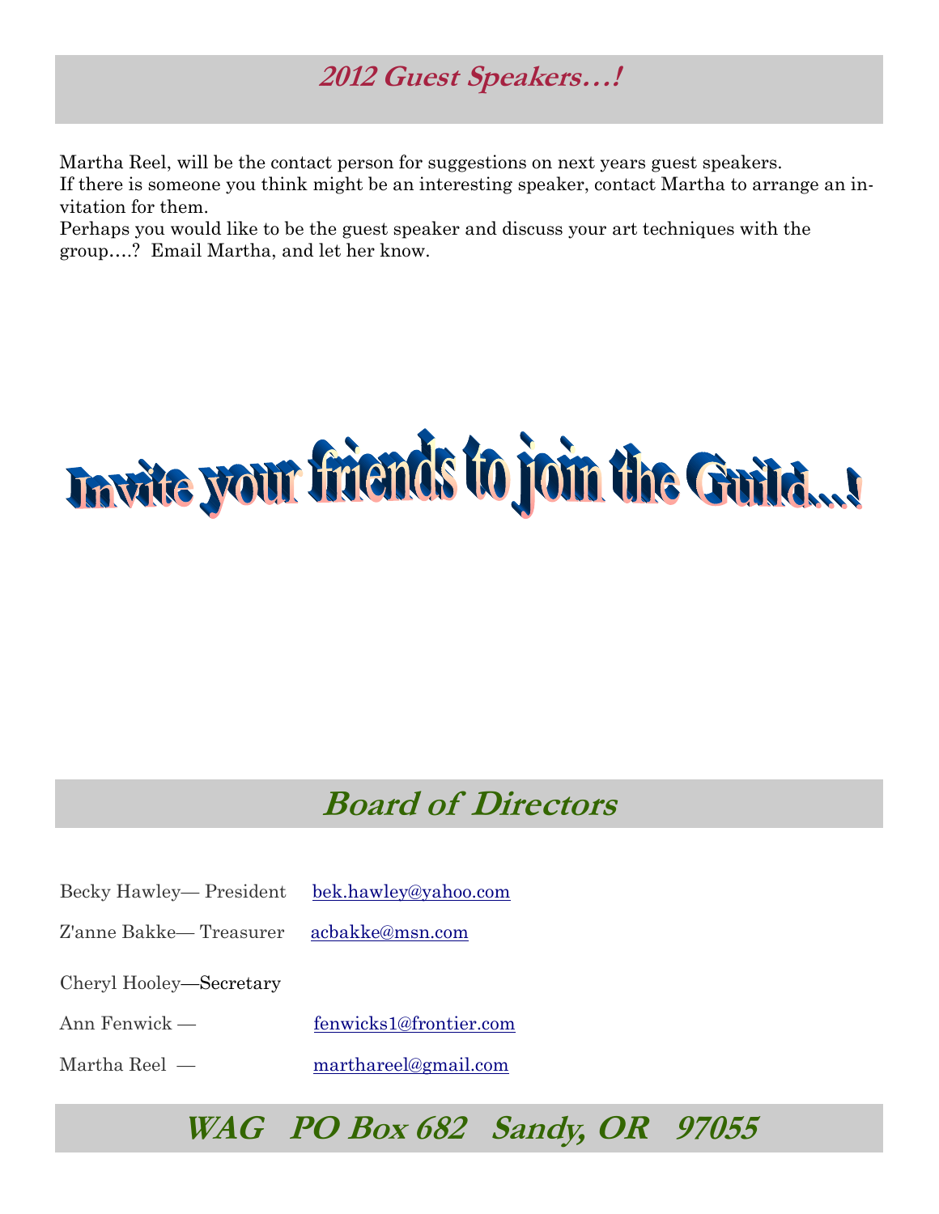## 2012 Guest Speakers…!

Martha Reel, will be the contact person for suggestions on next years guest speakers.
If there is someone you think might be an interesting speaker, contact Martha to arrange an invitation for them.
Perhaps you would like to be the guest speaker and discuss your art techniques with the group….? Email Martha, and let her know.

# Invite your friends to join the Guild…!

## Board of Directors

Becky Hawley— President bek.hawley@yahoo.com

Z'anne Bakke— Treasurer acbakke@msn.com

Cheryl Hooley—Secretary

Ann Fenwick — fenwicks1@frontier.com

Martha Reel — marthareel@gmail.com

## WAG PO Box 682 Sandy, OR 97055